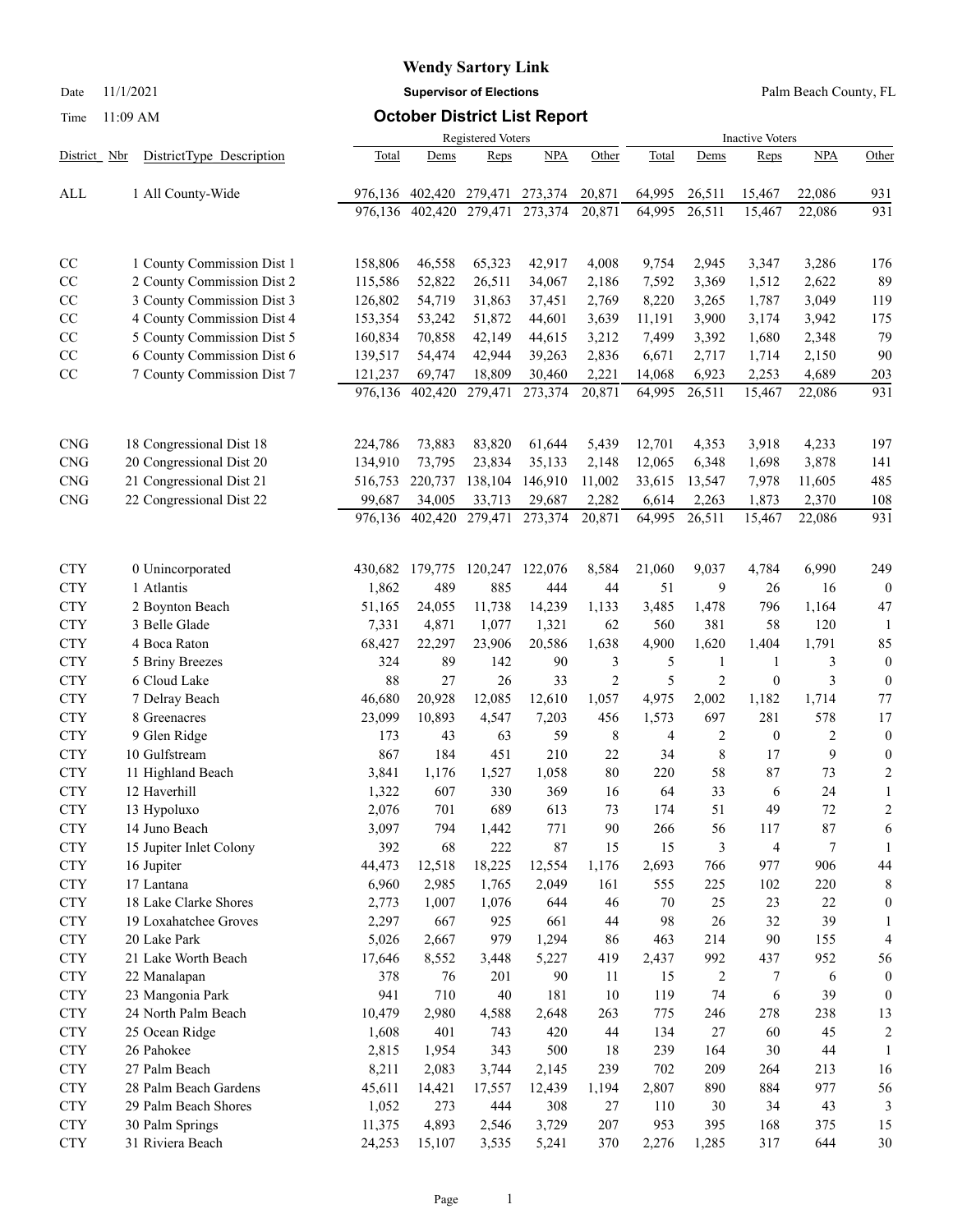# Wendy Sartory Link

**Supervisor of Elections**

Date 11/1/2021 Palm Beach County, FL

Time 11:09 AM

## October District List Report

| District | Nbr | DistrictType Description | Registered Voters Total | Dems | Reps | NPA | Other | Inactive Voters Total | Dems | Reps | NPA | Other |
|---|---|---|---|---|---|---|---|---|---|---|---|---|
| ALL | 1 | All County-Wide | 976,136 | 402,420 | 279,471 | 273,374 | 20,871 | 64,995 | 26,511 | 15,467 | 22,086 | 931 |
| | | | 976,136 | 402,420 | 279,471 | 273,374 | 20,871 | 64,995 | 26,511 | 15,467 | 22,086 | 931 |
| CC | 1 | County Commission Dist 1 | 158,806 | 46,558 | 65,323 | 42,917 | 4,008 | 9,754 | 2,945 | 3,347 | 3,286 | 176 |
| CC | 2 | County Commission Dist 2 | 115,586 | 52,822 | 26,511 | 34,067 | 2,186 | 7,592 | 3,369 | 1,512 | 2,622 | 89 |
| CC | 3 | County Commission Dist 3 | 126,802 | 54,719 | 31,863 | 37,451 | 2,769 | 8,220 | 3,265 | 1,787 | 3,049 | 119 |
| CC | 4 | County Commission Dist 4 | 153,354 | 53,242 | 51,872 | 44,601 | 3,639 | 11,191 | 3,900 | 3,174 | 3,942 | 175 |
| CC | 5 | County Commission Dist 5 | 160,834 | 70,858 | 42,149 | 44,615 | 3,212 | 7,499 | 3,392 | 1,680 | 2,348 | 79 |
| CC | 6 | County Commission Dist 6 | 139,517 | 54,474 | 42,944 | 39,263 | 2,836 | 6,671 | 2,717 | 1,714 | 2,150 | 90 |
| CC | 7 | County Commission Dist 7 | 121,237 | 69,747 | 18,809 | 30,460 | 2,221 | 14,068 | 6,923 | 2,253 | 4,689 | 203 |
| | | | 976,136 | 402,420 | 279,471 | 273,374 | 20,871 | 64,995 | 26,511 | 15,467 | 22,086 | 931 |
| CNG | 18 | Congressional Dist 18 | 224,786 | 73,883 | 83,820 | 61,644 | 5,439 | 12,701 | 4,353 | 3,918 | 4,233 | 197 |
| CNG | 20 | Congressional Dist 20 | 134,910 | 73,795 | 23,834 | 35,133 | 2,148 | 12,065 | 6,348 | 1,698 | 3,878 | 141 |
| CNG | 21 | Congressional Dist 21 | 516,753 | 220,737 | 138,104 | 146,910 | 11,002 | 33,615 | 13,547 | 7,978 | 11,605 | 485 |
| CNG | 22 | Congressional Dist 22 | 99,687 | 34,005 | 33,713 | 29,687 | 2,282 | 6,614 | 2,263 | 1,873 | 2,370 | 108 |
| | | | 976,136 | 402,420 | 279,471 | 273,374 | 20,871 | 64,995 | 26,511 | 15,467 | 22,086 | 931 |
| CTY | 0 | Unincorporated | 430,682 | 179,775 | 120,247 | 122,076 | 8,584 | 21,060 | 9,037 | 4,784 | 6,990 | 249 |
| CTY | 1 | Atlantis | 1,862 | 489 | 885 | 444 | 44 | 51 | 9 | 26 | 16 | 0 |
| CTY | 2 | Boynton Beach | 51,165 | 24,055 | 11,738 | 14,239 | 1,133 | 3,485 | 1,478 | 796 | 1,164 | 47 |
| CTY | 3 | Belle Glade | 7,331 | 4,871 | 1,077 | 1,321 | 62 | 560 | 381 | 58 | 120 | 1 |
| CTY | 4 | Boca Raton | 68,427 | 22,297 | 23,906 | 20,586 | 1,638 | 4,900 | 1,620 | 1,404 | 1,791 | 85 |
| CTY | 5 | Briny Breezes | 324 | 89 | 142 | 90 | 3 | 5 | 1 | 1 | 3 | 0 |
| CTY | 6 | Cloud Lake | 88 | 27 | 26 | 33 | 2 | 5 | 2 | 0 | 3 | 0 |
| CTY | 7 | Delray Beach | 46,680 | 20,928 | 12,085 | 12,610 | 1,057 | 4,975 | 2,002 | 1,182 | 1,714 | 77 |
| CTY | 8 | Greenacres | 23,099 | 10,893 | 4,547 | 7,203 | 456 | 1,573 | 697 | 281 | 578 | 17 |
| CTY | 9 | Glen Ridge | 173 | 43 | 63 | 59 | 8 | 4 | 2 | 0 | 2 | 0 |
| CTY | 10 | Gulfstream | 867 | 184 | 451 | 210 | 22 | 34 | 8 | 17 | 9 | 0 |
| CTY | 11 | Highland Beach | 3,841 | 1,176 | 1,527 | 1,058 | 80 | 220 | 58 | 87 | 73 | 2 |
| CTY | 12 | Haverhill | 1,322 | 607 | 330 | 369 | 16 | 64 | 33 | 6 | 24 | 1 |
| CTY | 13 | Hypoluxo | 2,076 | 701 | 689 | 613 | 73 | 174 | 51 | 49 | 72 | 2 |
| CTY | 14 | Juno Beach | 3,097 | 794 | 1,442 | 771 | 90 | 266 | 56 | 117 | 87 | 6 |
| CTY | 15 | Jupiter Inlet Colony | 392 | 68 | 222 | 87 | 15 | 15 | 3 | 4 | 7 | 1 |
| CTY | 16 | Jupiter | 44,473 | 12,518 | 18,225 | 12,554 | 1,176 | 2,693 | 766 | 977 | 906 | 44 |
| CTY | 17 | Lantana | 6,960 | 2,985 | 1,765 | 2,049 | 161 | 555 | 225 | 102 | 220 | 8 |
| CTY | 18 | Lake Clarke Shores | 2,773 | 1,007 | 1,076 | 644 | 46 | 70 | 25 | 23 | 22 | 0 |
| CTY | 19 | Loxahatchee Groves | 2,297 | 667 | 925 | 661 | 44 | 98 | 26 | 32 | 39 | 1 |
| CTY | 20 | Lake Park | 5,026 | 2,667 | 979 | 1,294 | 86 | 463 | 214 | 90 | 155 | 4 |
| CTY | 21 | Lake Worth Beach | 17,646 | 8,552 | 3,448 | 5,227 | 419 | 2,437 | 992 | 437 | 952 | 56 |
| CTY | 22 | Manalapan | 378 | 76 | 201 | 90 | 11 | 15 | 2 | 7 | 6 | 0 |
| CTY | 23 | Mangonia Park | 941 | 710 | 40 | 181 | 10 | 119 | 74 | 6 | 39 | 0 |
| CTY | 24 | North Palm Beach | 10,479 | 2,980 | 4,588 | 2,648 | 263 | 775 | 246 | 278 | 238 | 13 |
| CTY | 25 | Ocean Ridge | 1,608 | 401 | 743 | 420 | 44 | 134 | 27 | 60 | 45 | 2 |
| CTY | 26 | Pahokee | 2,815 | 1,954 | 343 | 500 | 18 | 239 | 164 | 30 | 44 | 1 |
| CTY | 27 | Palm Beach | 8,211 | 2,083 | 3,744 | 2,145 | 239 | 702 | 209 | 264 | 213 | 16 |
| CTY | 28 | Palm Beach Gardens | 45,611 | 14,421 | 17,557 | 12,439 | 1,194 | 2,807 | 890 | 884 | 977 | 56 |
| CTY | 29 | Palm Beach Shores | 1,052 | 273 | 444 | 308 | 27 | 110 | 30 | 34 | 43 | 3 |
| CTY | 30 | Palm Springs | 11,375 | 4,893 | 2,546 | 3,729 | 207 | 953 | 395 | 168 | 375 | 15 |
| CTY | 31 | Riviera Beach | 24,253 | 15,107 | 3,535 | 5,241 | 370 | 2,276 | 1,285 | 317 | 644 | 30 |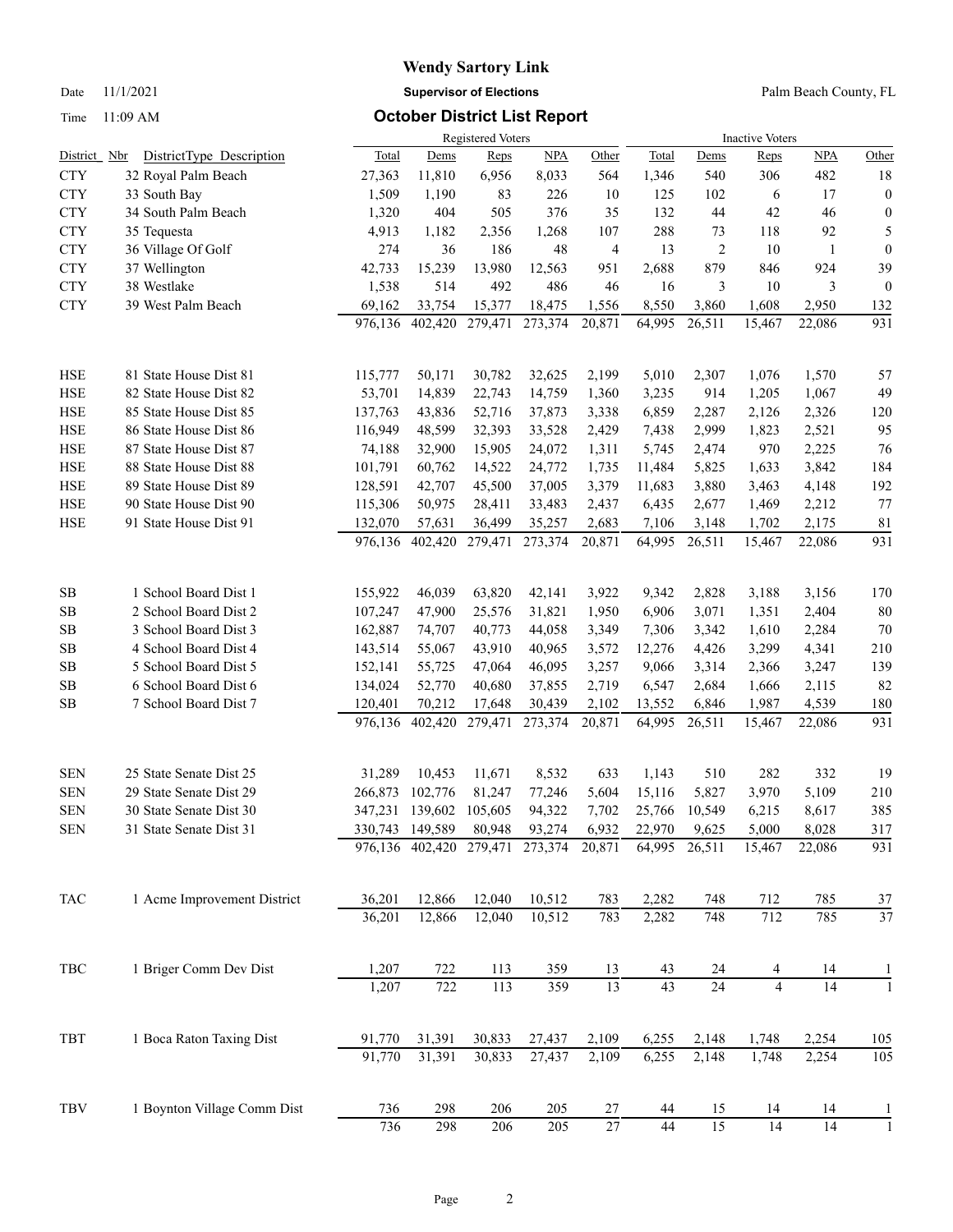# Wendy Sartory Link

Date 11/1/2021 **Supervisor of Elections** Palm Beach County, FL

Time 11:09 AM **October District List Report**

| | | Registered Voters | | | | | Inactive Voters | | | | |
|---|---|---|---|---|---|---|---|---|---|---|---|
| District Nbr | DistrictType Description | Total | Dems | Reps | NPA | Other | Total | Dems | Reps | NPA | Other |
| CTY | 32 Royal Palm Beach | 27,363 | 11,810 | 6,956 | 8,033 | 564 | 1,346 | 540 | 306 | 482 | 18 |
| CTY | 33 South Bay | 1,509 | 1,190 | 83 | 226 | 10 | 125 | 102 | 6 | 17 | 0 |
| CTY | 34 South Palm Beach | 1,320 | 404 | 505 | 376 | 35 | 132 | 44 | 42 | 46 | 0 |
| CTY | 35 Tequesta | 4,913 | 1,182 | 2,356 | 1,268 | 107 | 288 | 73 | 118 | 92 | 5 |
| CTY | 36 Village Of Golf | 274 | 36 | 186 | 48 | 4 | 13 | 2 | 10 | 1 | 0 |
| CTY | 37 Wellington | 42,733 | 15,239 | 13,980 | 12,563 | 951 | 2,688 | 879 | 846 | 924 | 39 |
| CTY | 38 Westlake | 1,538 | 514 | 492 | 486 | 46 | 16 | 3 | 10 | 3 | 0 |
| CTY | 39 West Palm Beach | 69,162 | 33,754 | 15,377 | 18,475 | 1,556 | 8,550 | 3,860 | 1,608 | 2,950 | 132 |
| | | 976,136 | 402,420 | 279,471 | 273,374 | 20,871 | 64,995 | 26,511 | 15,467 | 22,086 | 931 |
| HSE | 81 State House Dist 81 | 115,777 | 50,171 | 30,782 | 32,625 | 2,199 | 5,010 | 2,307 | 1,076 | 1,570 | 57 |
| HSE | 82 State House Dist 82 | 53,701 | 14,839 | 22,743 | 14,759 | 1,360 | 3,235 | 914 | 1,205 | 1,067 | 49 |
| HSE | 85 State House Dist 85 | 137,763 | 43,836 | 52,716 | 37,873 | 3,338 | 6,859 | 2,287 | 2,126 | 2,326 | 120 |
| HSE | 86 State House Dist 86 | 116,949 | 48,599 | 32,393 | 33,528 | 2,429 | 7,438 | 2,999 | 1,823 | 2,521 | 95 |
| HSE | 87 State House Dist 87 | 74,188 | 32,900 | 15,905 | 24,072 | 1,311 | 5,745 | 2,474 | 970 | 2,225 | 76 |
| HSE | 88 State House Dist 88 | 101,791 | 60,762 | 14,522 | 24,772 | 1,735 | 11,484 | 5,825 | 1,633 | 3,842 | 184 |
| HSE | 89 State House Dist 89 | 128,591 | 42,707 | 45,500 | 37,005 | 3,379 | 11,683 | 3,880 | 3,463 | 4,148 | 192 |
| HSE | 90 State House Dist 90 | 115,306 | 50,975 | 28,411 | 33,483 | 2,437 | 6,435 | 2,677 | 1,469 | 2,212 | 77 |
| HSE | 91 State House Dist 91 | 132,070 | 57,631 | 36,499 | 35,257 | 2,683 | 7,106 | 3,148 | 1,702 | 2,175 | 81 |
| | | 976,136 | 402,420 | 279,471 | 273,374 | 20,871 | 64,995 | 26,511 | 15,467 | 22,086 | 931 |
| SB | 1 School Board Dist 1 | 155,922 | 46,039 | 63,820 | 42,141 | 3,922 | 9,342 | 2,828 | 3,188 | 3,156 | 170 |
| SB | 2 School Board Dist 2 | 107,247 | 47,900 | 25,576 | 31,821 | 1,950 | 6,906 | 3,071 | 1,351 | 2,404 | 80 |
| SB | 3 School Board Dist 3 | 162,887 | 74,707 | 40,773 | 44,058 | 3,349 | 7,306 | 3,342 | 1,610 | 2,284 | 70 |
| SB | 4 School Board Dist 4 | 143,514 | 55,067 | 43,910 | 40,965 | 3,572 | 12,276 | 4,426 | 3,299 | 4,341 | 210 |
| SB | 5 School Board Dist 5 | 152,141 | 55,725 | 47,064 | 46,095 | 3,257 | 9,066 | 3,314 | 2,366 | 3,247 | 139 |
| SB | 6 School Board Dist 6 | 134,024 | 52,770 | 40,680 | 37,855 | 2,719 | 6,547 | 2,684 | 1,666 | 2,115 | 82 |
| SB | 7 School Board Dist 7 | 120,401 | 70,212 | 17,648 | 30,439 | 2,102 | 13,552 | 6,846 | 1,987 | 4,539 | 180 |
| | | 976,136 | 402,420 | 279,471 | 273,374 | 20,871 | 64,995 | 26,511 | 15,467 | 22,086 | 931 |
| SEN | 25 State Senate Dist 25 | 31,289 | 10,453 | 11,671 | 8,532 | 633 | 1,143 | 510 | 282 | 332 | 19 |
| SEN | 29 State Senate Dist 29 | 266,873 | 102,776 | 81,247 | 77,246 | 5,604 | 15,116 | 5,827 | 3,970 | 5,109 | 210 |
| SEN | 30 State Senate Dist 30 | 347,231 | 139,602 | 105,605 | 94,322 | 7,702 | 25,766 | 10,549 | 6,215 | 8,617 | 385 |
| SEN | 31 State Senate Dist 31 | 330,743 | 149,589 | 80,948 | 93,274 | 6,932 | 22,970 | 9,625 | 5,000 | 8,028 | 317 |
| | | 976,136 | 402,420 | 279,471 | 273,374 | 20,871 | 64,995 | 26,511 | 15,467 | 22,086 | 931 |
| TAC | 1 Acme Improvement District | 36,201 | 12,866 | 12,040 | 10,512 | 783 | 2,282 | 748 | 712 | 785 | 37 |
| | | 36,201 | 12,866 | 12,040 | 10,512 | 783 | 2,282 | 748 | 712 | 785 | 37 |
| TBC | 1 Briger Comm Dev Dist | 1,207 | 722 | 113 | 359 | 13 | 43 | 24 | 4 | 14 | 1 |
| | | 1,207 | 722 | 113 | 359 | 13 | 43 | 24 | 4 | 14 | 1 |
| TBT | 1 Boca Raton Taxing Dist | 91,770 | 31,391 | 30,833 | 27,437 | 2,109 | 6,255 | 2,148 | 1,748 | 2,254 | 105 |
| | | 91,770 | 31,391 | 30,833 | 27,437 | 2,109 | 6,255 | 2,148 | 1,748 | 2,254 | 105 |
| TBV | 1 Boynton Village Comm Dist | 736 | 298 | 206 | 205 | 27 | 44 | 15 | 14 | 14 | 1 |
| | | 736 | 298 | 206 | 205 | 27 | 44 | 15 | 14 | 14 | 1 |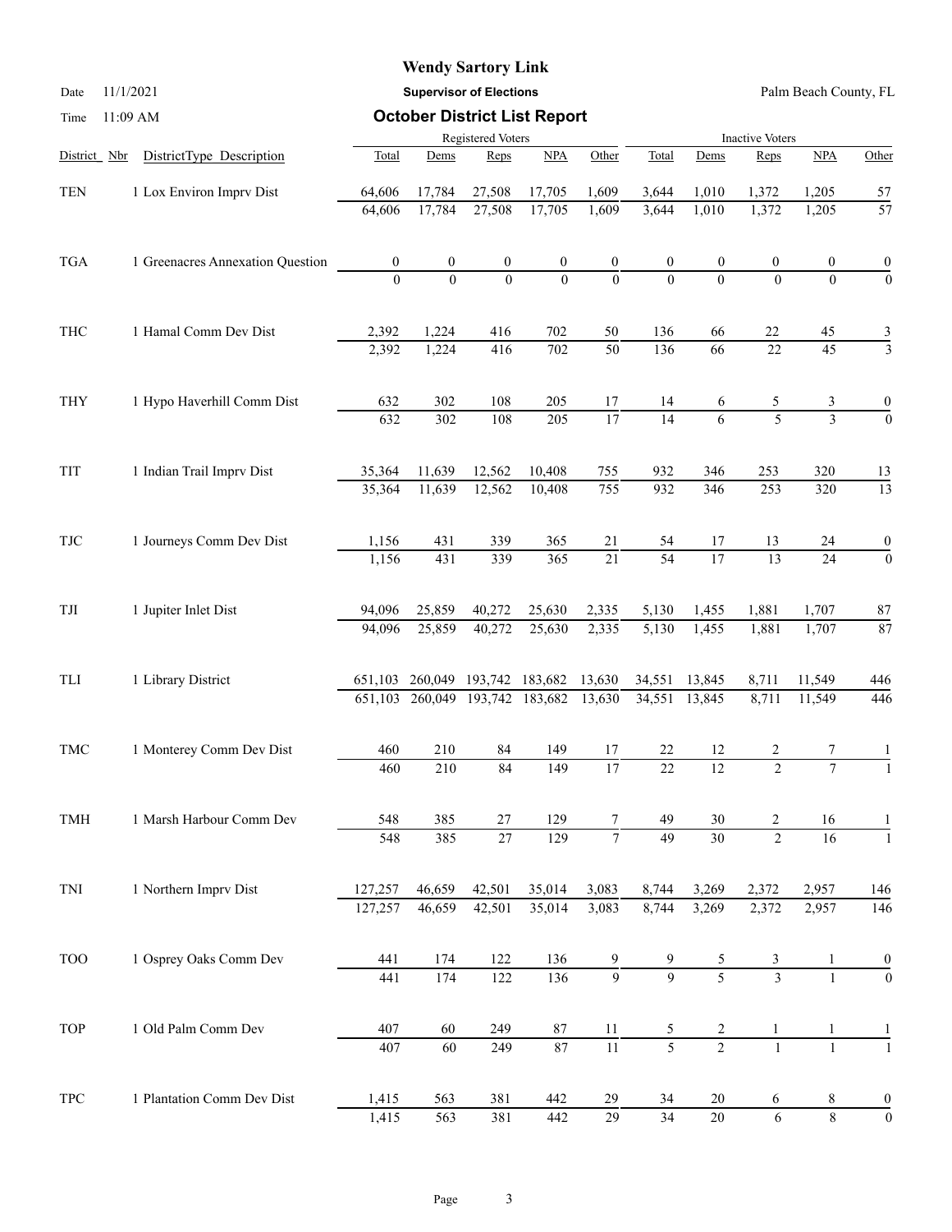**Wendy Sartory Link**

Date 11/1/2021 — **Supervisor of Elections** — Palm Beach County, FL

Time 11:09 AM

## October District List Report

| District Nbr | DistrictType Description | Registered Voters Total | Dems | Reps | NPA | Other | Inactive Voters Total | Dems | Reps | NPA | Other |
|---|---|---|---|---|---|---|---|---|---|---|---|
| TEN | 1 Lox Environ Imprv Dist | 64,606 | 17,784 | 27,508 | 17,705 | 1,609 | 3,644 | 1,010 | 1,372 | 1,205 | 57 |
| | | 64,606 | 17,784 | 27,508 | 17,705 | 1,609 | 3,644 | 1,010 | 1,372 | 1,205 | 57 |
| TGA | 1 Greenacres Annexation Question | 0 | 0 | 0 | 0 | 0 | 0 | 0 | 0 | 0 | 0 |
| | | 0 | 0 | 0 | 0 | 0 | 0 | 0 | 0 | 0 | 0 |
| THC | 1 Hamal Comm Dev Dist | 2,392 | 1,224 | 416 | 702 | 50 | 136 | 66 | 22 | 45 | 3 |
| | | 2,392 | 1,224 | 416 | 702 | 50 | 136 | 66 | 22 | 45 | 3 |
| THY | 1 Hypo Haverhill Comm Dist | 632 | 302 | 108 | 205 | 17 | 14 | 6 | 5 | 3 | 0 |
| | | 632 | 302 | 108 | 205 | 17 | 14 | 6 | 5 | 3 | 0 |
| TIT | 1 Indian Trail Imprv Dist | 35,364 | 11,639 | 12,562 | 10,408 | 755 | 932 | 346 | 253 | 320 | 13 |
| | | 35,364 | 11,639 | 12,562 | 10,408 | 755 | 932 | 346 | 253 | 320 | 13 |
| TJC | 1 Journeys Comm Dev Dist | 1,156 | 431 | 339 | 365 | 21 | 54 | 17 | 13 | 24 | 0 |
| | | 1,156 | 431 | 339 | 365 | 21 | 54 | 17 | 13 | 24 | 0 |
| TJI | 1 Jupiter Inlet Dist | 94,096 | 25,859 | 40,272 | 25,630 | 2,335 | 5,130 | 1,455 | 1,881 | 1,707 | 87 |
| | | 94,096 | 25,859 | 40,272 | 25,630 | 2,335 | 5,130 | 1,455 | 1,881 | 1,707 | 87 |
| TLI | 1 Library District | 651,103 | 260,049 | 193,742 | 183,682 | 13,630 | 34,551 | 13,845 | 8,711 | 11,549 | 446 |
| | | 651,103 | 260,049 | 193,742 | 183,682 | 13,630 | 34,551 | 13,845 | 8,711 | 11,549 | 446 |
| TMC | 1 Monterey Comm Dev Dist | 460 | 210 | 84 | 149 | 17 | 22 | 12 | 2 | 7 | 1 |
| | | 460 | 210 | 84 | 149 | 17 | 22 | 12 | 2 | 7 | 1 |
| TMH | 1 Marsh Harbour Comm Dev | 548 | 385 | 27 | 129 | 7 | 49 | 30 | 2 | 16 | 1 |
| | | 548 | 385 | 27 | 129 | 7 | 49 | 30 | 2 | 16 | 1 |
| TNI | 1 Northern Imprv Dist | 127,257 | 46,659 | 42,501 | 35,014 | 3,083 | 8,744 | 3,269 | 2,372 | 2,957 | 146 |
| | | 127,257 | 46,659 | 42,501 | 35,014 | 3,083 | 8,744 | 3,269 | 2,372 | 2,957 | 146 |
| TOO | 1 Osprey Oaks Comm Dev | 441 | 174 | 122 | 136 | 9 | 9 | 5 | 3 | 1 | 0 |
| | | 441 | 174 | 122 | 136 | 9 | 9 | 5 | 3 | 1 | 0 |
| TOP | 1 Old Palm Comm Dev | 407 | 60 | 249 | 87 | 11 | 5 | 2 | 1 | 1 | 1 |
| | | 407 | 60 | 249 | 87 | 11 | 5 | 2 | 1 | 1 | 1 |
| TPC | 1 Plantation Comm Dev Dist | 1,415 | 563 | 381 | 442 | 29 | 34 | 20 | 6 | 8 | 0 |
| | | 1,415 | 563 | 381 | 442 | 29 | 34 | 20 | 6 | 8 | 0 |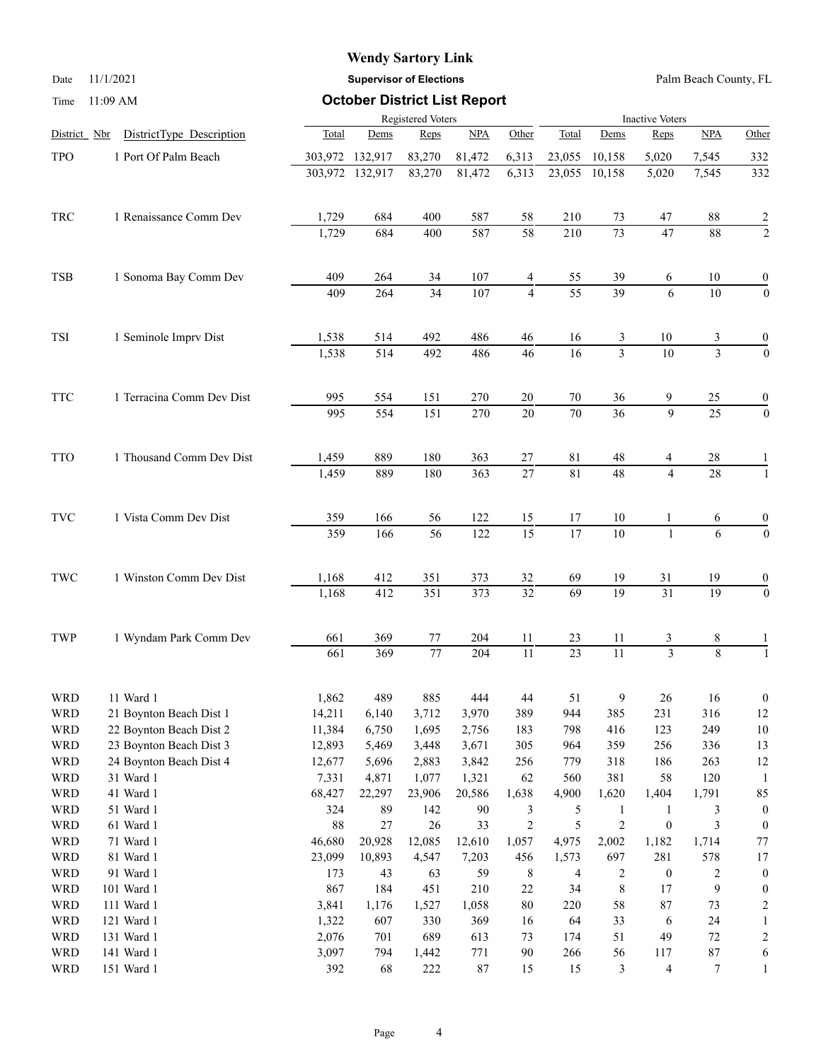# Wendy Sartory Link

**Supervisor of Elections**

## October District List Report

Date 11/1/2021

Time 11:09 AM

Palm Beach County, FL

| District | Nbr | DistrictType Description | Registered Voters Total | Dems | Reps | NPA | Other | Inactive Voters Total | Dems | Reps | NPA | Other |
|---|---|---|---|---|---|---|---|---|---|---|---|---|
| TPO | 1 | Port Of Palm Beach | 303,972 | 132,917 | 83,270 | 81,472 | 6,313 | 23,055 | 10,158 | 5,020 | 7,545 | 332 |
| | | | 303,972 | 132,917 | 83,270 | 81,472 | 6,313 | 23,055 | 10,158 | 5,020 | 7,545 | 332 |
| TRC | 1 | Renaissance Comm Dev | 1,729 | 684 | 400 | 587 | 58 | 210 | 73 | 47 | 88 | 2 |
| | | | 1,729 | 684 | 400 | 587 | 58 | 210 | 73 | 47 | 88 | 2 |
| TSB | 1 | Sonoma Bay Comm Dev | 409 | 264 | 34 | 107 | 4 | 55 | 39 | 6 | 10 | 0 |
| | | | 409 | 264 | 34 | 107 | 4 | 55 | 39 | 6 | 10 | 0 |
| TSI | 1 | Seminole Imprv Dist | 1,538 | 514 | 492 | 486 | 46 | 16 | 3 | 10 | 3 | 0 |
| | | | 1,538 | 514 | 492 | 486 | 46 | 16 | 3 | 10 | 3 | 0 |
| TTC | 1 | Terracina Comm Dev Dist | 995 | 554 | 151 | 270 | 20 | 70 | 36 | 9 | 25 | 0 |
| | | | 995 | 554 | 151 | 270 | 20 | 70 | 36 | 9 | 25 | 0 |
| TTO | 1 | Thousand Comm Dev Dist | 1,459 | 889 | 180 | 363 | 27 | 81 | 48 | 4 | 28 | 1 |
| | | | 1,459 | 889 | 180 | 363 | 27 | 81 | 48 | 4 | 28 | 1 |
| TVC | 1 | Vista Comm Dev Dist | 359 | 166 | 56 | 122 | 15 | 17 | 10 | 1 | 6 | 0 |
| | | | 359 | 166 | 56 | 122 | 15 | 17 | 10 | 1 | 6 | 0 |
| TWC | 1 | Winston Comm Dev Dist | 1,168 | 412 | 351 | 373 | 32 | 69 | 19 | 31 | 19 | 0 |
| | | | 1,168 | 412 | 351 | 373 | 32 | 69 | 19 | 31 | 19 | 0 |
| TWP | 1 | Wyndam Park Comm Dev | 661 | 369 | 77 | 204 | 11 | 23 | 11 | 3 | 8 | 1 |
| | | | 661 | 369 | 77 | 204 | 11 | 23 | 11 | 3 | 8 | 1 |
| WRD | 11 | Ward 1 | 1,862 | 489 | 885 | 444 | 44 | 51 | 9 | 26 | 16 | 0 |
| WRD | 21 | Boynton Beach Dist 1 | 14,211 | 6,140 | 3,712 | 3,970 | 389 | 944 | 385 | 231 | 316 | 12 |
| WRD | 22 | Boynton Beach Dist 2 | 11,384 | 6,750 | 1,695 | 2,756 | 183 | 798 | 416 | 123 | 249 | 10 |
| WRD | 23 | Boynton Beach Dist 3 | 12,893 | 5,469 | 3,448 | 3,671 | 305 | 964 | 359 | 256 | 336 | 13 |
| WRD | 24 | Boynton Beach Dist 4 | 12,677 | 5,696 | 2,883 | 3,842 | 256 | 779 | 318 | 186 | 263 | 12 |
| WRD | 31 | Ward 1 | 7,331 | 4,871 | 1,077 | 1,321 | 62 | 560 | 381 | 58 | 120 | 1 |
| WRD | 41 | Ward 1 | 68,427 | 22,297 | 23,906 | 20,586 | 1,638 | 4,900 | 1,620 | 1,404 | 1,791 | 85 |
| WRD | 51 | Ward 1 | 324 | 89 | 142 | 90 | 3 | 5 | 1 | 1 | 3 | 0 |
| WRD | 61 | Ward 1 | 88 | 27 | 26 | 33 | 2 | 5 | 2 | 0 | 3 | 0 |
| WRD | 71 | Ward 1 | 46,680 | 20,928 | 12,085 | 12,610 | 1,057 | 4,975 | 2,002 | 1,182 | 1,714 | 77 |
| WRD | 81 | Ward 1 | 23,099 | 10,893 | 4,547 | 7,203 | 456 | 1,573 | 697 | 281 | 578 | 17 |
| WRD | 91 | Ward 1 | 173 | 43 | 63 | 59 | 8 | 4 | 2 | 0 | 2 | 0 |
| WRD | 101 | Ward 1 | 867 | 184 | 451 | 210 | 22 | 34 | 8 | 17 | 9 | 0 |
| WRD | 111 | Ward 1 | 3,841 | 1,176 | 1,527 | 1,058 | 80 | 220 | 58 | 87 | 73 | 2 |
| WRD | 121 | Ward 1 | 1,322 | 607 | 330 | 369 | 16 | 64 | 33 | 6 | 24 | 1 |
| WRD | 131 | Ward 1 | 2,076 | 701 | 689 | 613 | 73 | 174 | 51 | 49 | 72 | 2 |
| WRD | 141 | Ward 1 | 3,097 | 794 | 1,442 | 771 | 90 | 266 | 56 | 117 | 87 | 6 |
| WRD | 151 | Ward 1 | 392 | 68 | 222 | 87 | 15 | 15 | 3 | 4 | 7 | 1 |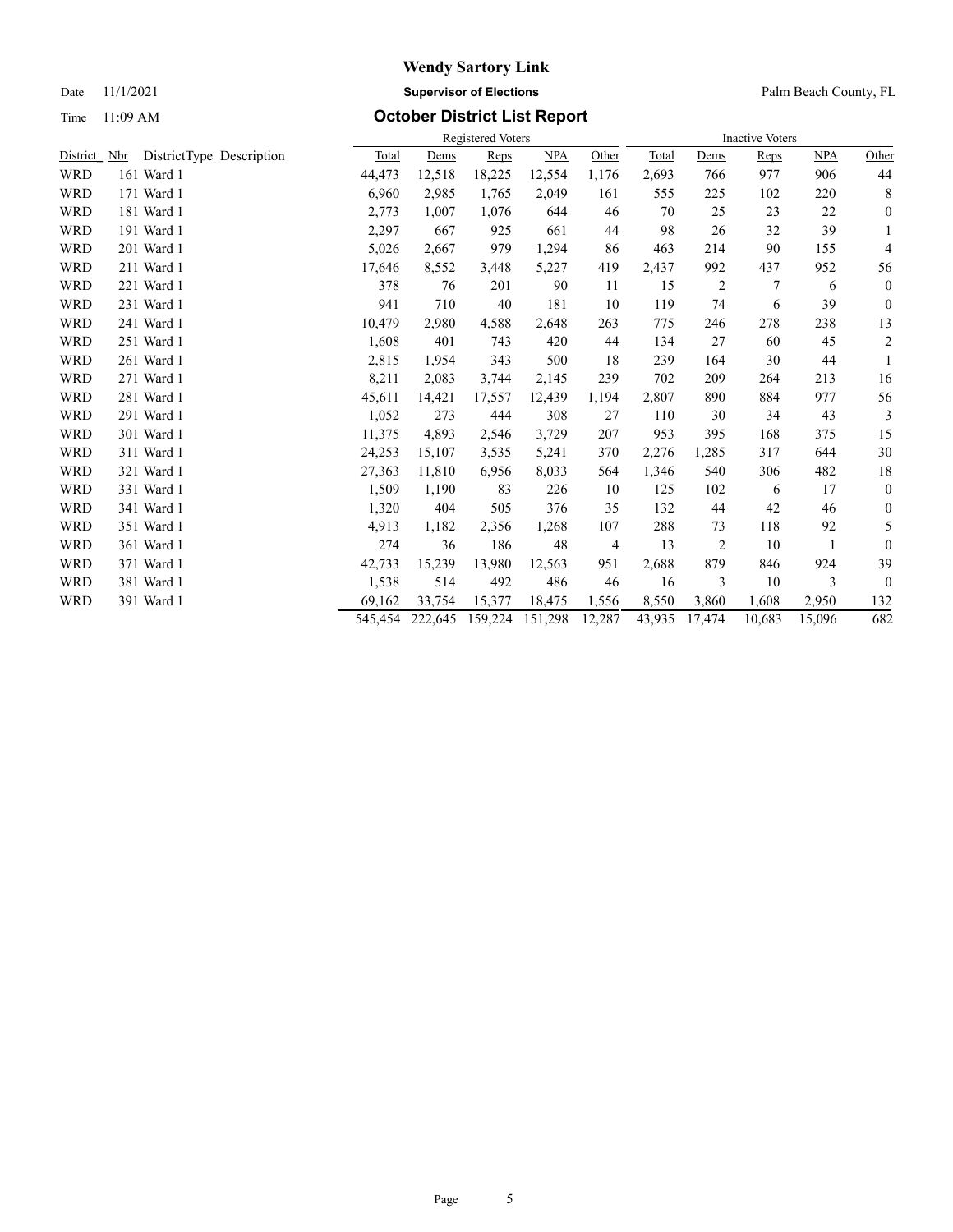# Wendy Sartory Link

Date 11/1/2021 **Supervisor of Elections** Palm Beach County, FL

Time 11:09 AM **October District List Report**

| | | | Registered Voters | | | | | Inactive Voters | | | | |
|---|---|---|---|---|---|---|---|---|---|---|---|---|
| District | Nbr | DistrictType Description | Total | Dems | Reps | NPA | Other | Total | Dems | Reps | NPA | Other |
| WRD | 161 | Ward 1 | 44,473 | 12,518 | 18,225 | 12,554 | 1,176 | 2,693 | 766 | 977 | 906 | 44 |
| WRD | 171 | Ward 1 | 6,960 | 2,985 | 1,765 | 2,049 | 161 | 555 | 225 | 102 | 220 | 8 |
| WRD | 181 | Ward 1 | 2,773 | 1,007 | 1,076 | 644 | 46 | 70 | 25 | 23 | 22 | 0 |
| WRD | 191 | Ward 1 | 2,297 | 667 | 925 | 661 | 44 | 98 | 26 | 32 | 39 | 1 |
| WRD | 201 | Ward 1 | 5,026 | 2,667 | 979 | 1,294 | 86 | 463 | 214 | 90 | 155 | 4 |
| WRD | 211 | Ward 1 | 17,646 | 8,552 | 3,448 | 5,227 | 419 | 2,437 | 992 | 437 | 952 | 56 |
| WRD | 221 | Ward 1 | 378 | 76 | 201 | 90 | 11 | 15 | 2 | 7 | 6 | 0 |
| WRD | 231 | Ward 1 | 941 | 710 | 40 | 181 | 10 | 119 | 74 | 6 | 39 | 0 |
| WRD | 241 | Ward 1 | 10,479 | 2,980 | 4,588 | 2,648 | 263 | 775 | 246 | 278 | 238 | 13 |
| WRD | 251 | Ward 1 | 1,608 | 401 | 743 | 420 | 44 | 134 | 27 | 60 | 45 | 2 |
| WRD | 261 | Ward 1 | 2,815 | 1,954 | 343 | 500 | 18 | 239 | 164 | 30 | 44 | 1 |
| WRD | 271 | Ward 1 | 8,211 | 2,083 | 3,744 | 2,145 | 239 | 702 | 209 | 264 | 213 | 16 |
| WRD | 281 | Ward 1 | 45,611 | 14,421 | 17,557 | 12,439 | 1,194 | 2,807 | 890 | 884 | 977 | 56 |
| WRD | 291 | Ward 1 | 1,052 | 273 | 444 | 308 | 27 | 110 | 30 | 34 | 43 | 3 |
| WRD | 301 | Ward 1 | 11,375 | 4,893 | 2,546 | 3,729 | 207 | 953 | 395 | 168 | 375 | 15 |
| WRD | 311 | Ward 1 | 24,253 | 15,107 | 3,535 | 5,241 | 370 | 2,276 | 1,285 | 317 | 644 | 30 |
| WRD | 321 | Ward 1 | 27,363 | 11,810 | 6,956 | 8,033 | 564 | 1,346 | 540 | 306 | 482 | 18 |
| WRD | 331 | Ward 1 | 1,509 | 1,190 | 83 | 226 | 10 | 125 | 102 | 6 | 17 | 0 |
| WRD | 341 | Ward 1 | 1,320 | 404 | 505 | 376 | 35 | 132 | 44 | 42 | 46 | 0 |
| WRD | 351 | Ward 1 | 4,913 | 1,182 | 2,356 | 1,268 | 107 | 288 | 73 | 118 | 92 | 5 |
| WRD | 361 | Ward 1 | 274 | 36 | 186 | 48 | 4 | 13 | 2 | 10 | 1 | 0 |
| WRD | 371 | Ward 1 | 42,733 | 15,239 | 13,980 | 12,563 | 951 | 2,688 | 879 | 846 | 924 | 39 |
| WRD | 381 | Ward 1 | 1,538 | 514 | 492 | 486 | 46 | 16 | 3 | 10 | 3 | 0 |
| WRD | 391 | Ward 1 | 69,162 | 33,754 | 15,377 | 18,475 | 1,556 | 8,550 | 3,860 | 1,608 | 2,950 | 132 |
| | | | 545,454 | 222,645 | 159,224 | 151,298 | 12,287 | 43,935 | 17,474 | 10,683 | 15,096 | 682 |